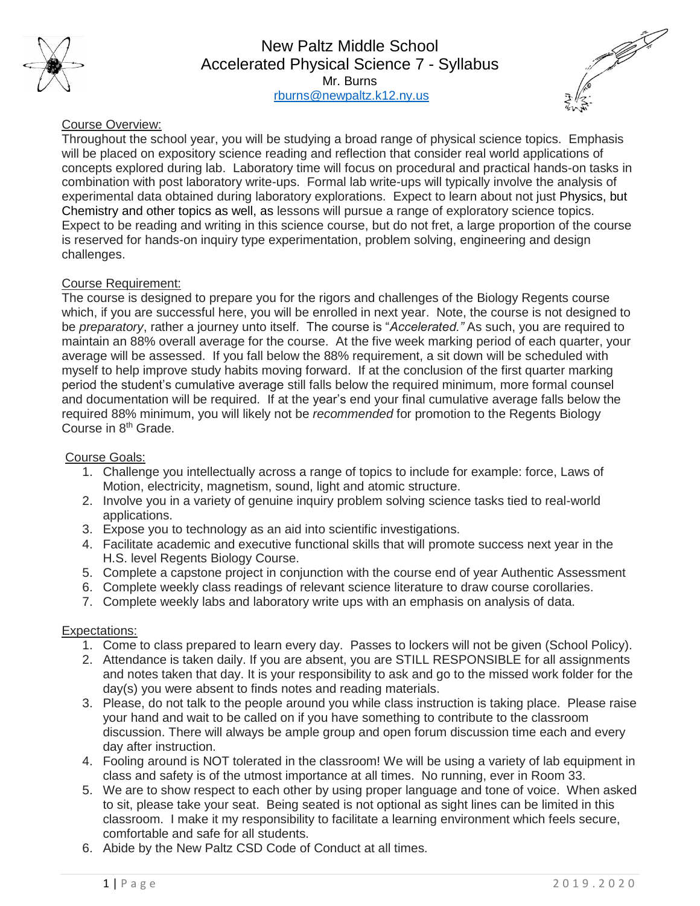# New Paltz Middle School
## Accelerated Physical Science 7 - Syllabus

Mr. Burns
rburns@newpaltz.k12.ny.us

### Course Overview:

Throughout the school year, you will be studying a broad range of physical science topics. Emphasis will be placed on expository science reading and reflection that consider real world applications of concepts explored during lab. Laboratory time will focus on procedural and practical hands-on tasks in combination with post laboratory write-ups. Formal lab write-ups will typically involve the analysis of experimental data obtained during laboratory explorations. Expect to learn about not just Physics, but Chemistry and other topics as well, as lessons will pursue a range of exploratory science topics. Expect to be reading and writing in this science course, but do not fret, a large proportion of the course is reserved for hands-on inquiry type experimentation, problem solving, engineering and design challenges.

### Course Requirement:

The course is designed to prepare you for the rigors and challenges of the Biology Regents course which, if you are successful here, you will be enrolled in next year. Note, the course is not designed to be *preparatory*, rather a journey unto itself. The course is "*Accelerated.*" As such, you are required to maintain an 88% overall average for the course. At the five week marking period of each quarter, your average will be assessed. If you fall below the 88% requirement, a sit down will be scheduled with myself to help improve study habits moving forward. If at the conclusion of the first quarter marking period the student's cumulative average still falls below the required minimum, more formal counsel and documentation will be required. If at the year's end your final cumulative average falls below the required 88% minimum, you will likely not be *recommended* for promotion to the Regents Biology Course in 8th Grade.

### Course Goals:

1. Challenge you intellectually across a range of topics to include for example: force, Laws of Motion, electricity, magnetism, sound, light and atomic structure.
2. Involve you in a variety of genuine inquiry problem solving science tasks tied to real-world applications.
3. Expose you to technology as an aid into scientific investigations.
4. Facilitate academic and executive functional skills that will promote success next year in the H.S. level Regents Biology Course.
5. Complete a capstone project in conjunction with the course end of year Authentic Assessment
6. Complete weekly class readings of relevant science literature to draw course corollaries.
7. Complete weekly labs and laboratory write ups with an emphasis on analysis of data.

### Expectations:

1. Come to class prepared to learn every day. Passes to lockers will not be given (School Policy).
2. Attendance is taken daily. If you are absent, you are STILL RESPONSIBLE for all assignments and notes taken that day. It is your responsibility to ask and go to the missed work folder for the day(s) you were absent to finds notes and reading materials.
3. Please, do not talk to the people around you while class instruction is taking place. Please raise your hand and wait to be called on if you have something to contribute to the classroom discussion. There will always be ample group and open forum discussion time each and every day after instruction.
4. Fooling around is NOT tolerated in the classroom! We will be using a variety of lab equipment in class and safety is of the utmost importance at all times. No running, ever in Room 33.
5. We are to show respect to each other by using proper language and tone of voice. When asked to sit, please take your seat. Being seated is not optional as sight lines can be limited in this classroom. I make it my responsibility to facilitate a learning environment which feels secure, comfortable and safe for all students.
6. Abide by the New Paltz CSD Code of Conduct at all times.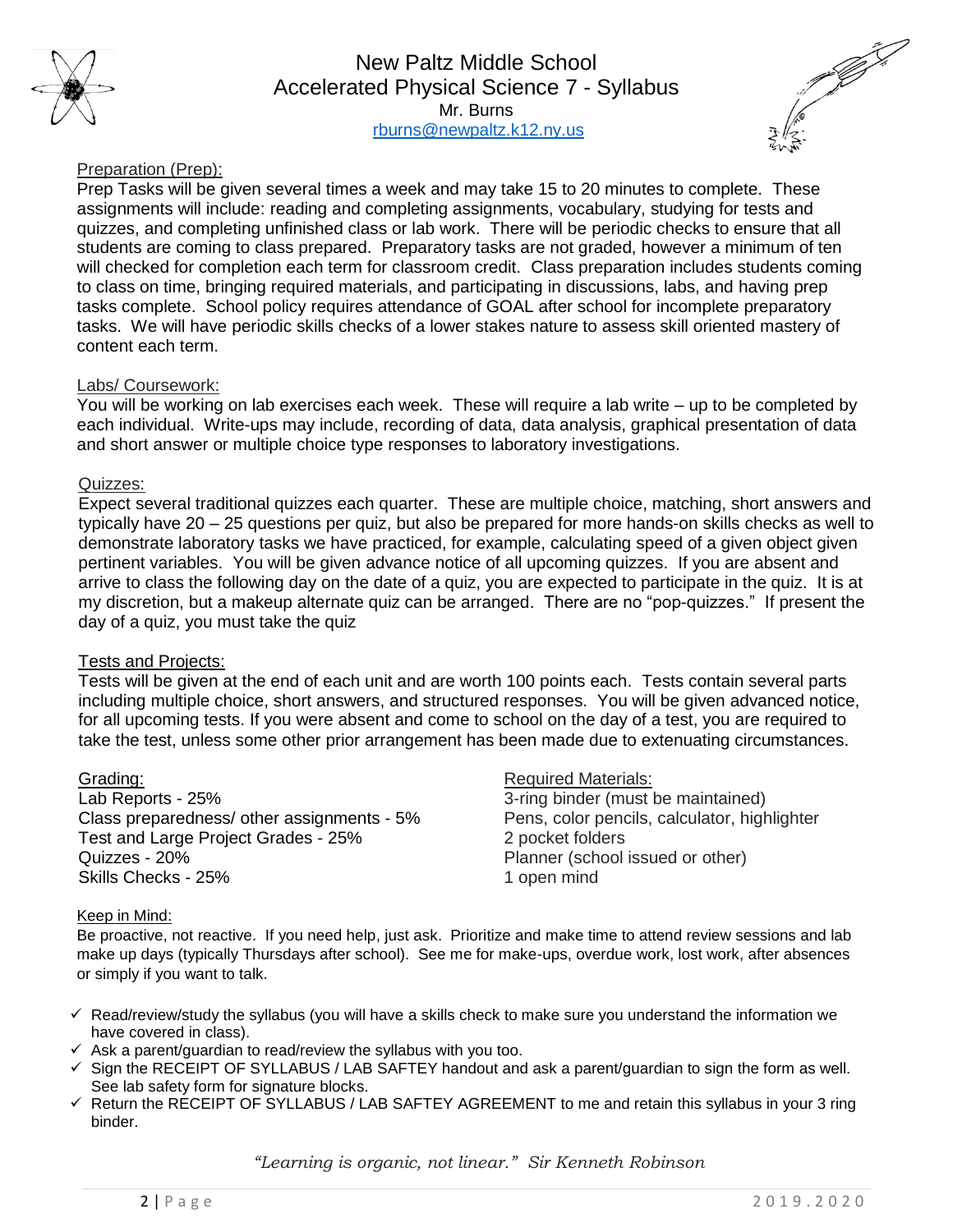# New Paltz Middle School
## Accelerated Physical Science 7 - Syllabus

Mr. Burns
rburns@newpaltz.k12.ny.us

### Preparation (Prep):

Prep Tasks will be given several times a week and may take 15 to 20 minutes to complete. These assignments will include: reading and completing assignments, vocabulary, studying for tests and quizzes, and completing unfinished class or lab work. There will be periodic checks to ensure that all students are coming to class prepared. Preparatory tasks are not graded, however a minimum of ten will checked for completion each term for classroom credit. Class preparation includes students coming to class on time, bringing required materials, and participating in discussions, labs, and having prep tasks complete. School policy requires attendance of GOAL after school for incomplete preparatory tasks. We will have periodic skills checks of a lower stakes nature to assess skill oriented mastery of content each term.

### Labs/ Coursework:

You will be working on lab exercises each week. These will require a lab write – up to be completed by each individual. Write-ups may include, recording of data, data analysis, graphical presentation of data and short answer or multiple choice type responses to laboratory investigations.

### Quizzes:

Expect several traditional quizzes each quarter. These are multiple choice, matching, short answers and typically have 20 – 25 questions per quiz, but also be prepared for more hands-on skills checks as well to demonstrate laboratory tasks we have practiced, for example, calculating speed of a given object given pertinent variables. You will be given advance notice of all upcoming quizzes. If you are absent and arrive to class the following day on the date of a quiz, you are expected to participate in the quiz. It is at my discretion, but a makeup alternate quiz can be arranged. There are no "pop-quizzes." If present the day of a quiz, you must take the quiz

### Tests and Projects:

Tests will be given at the end of each unit and are worth 100 points each. Tests contain several parts including multiple choice, short answers, and structured responses. You will be given advanced notice, for all upcoming tests. If you were absent and come to school on the day of a test, you are required to take the test, unless some other prior arrangement has been made due to extenuating circumstances.

### Grading:

Lab Reports - 25%
Class preparedness/ other assignments - 5%
Test and Large Project Grades - 25%
Quizzes - 20%
Skills Checks - 25%

### Required Materials:

3-ring binder (must be maintained)
Pens, color pencils, calculator, highlighter
2 pocket folders
Planner (school issued or other)
1 open mind

### Keep in Mind:

Be proactive, not reactive. If you need help, just ask. Prioritize and make time to attend review sessions and lab make up days (typically Thursdays after school). See me for make-ups, overdue work, lost work, after absences or simply if you want to talk.

- ✓ Read/review/study the syllabus (you will have a skills check to make sure you understand the information we have covered in class).
- ✓ Ask a parent/guardian to read/review the syllabus with you too.
- ✓ Sign the RECEIPT OF SYLLABUS / LAB SAFTEY handout and ask a parent/guardian to sign the form as well. See lab safety form for signature blocks.
- ✓ Return the RECEIPT OF SYLLABUS / LAB SAFTEY AGREEMENT to me and retain this syllabus in your 3 ring binder.

*"Learning is organic, not linear." Sir Kenneth Robinson*